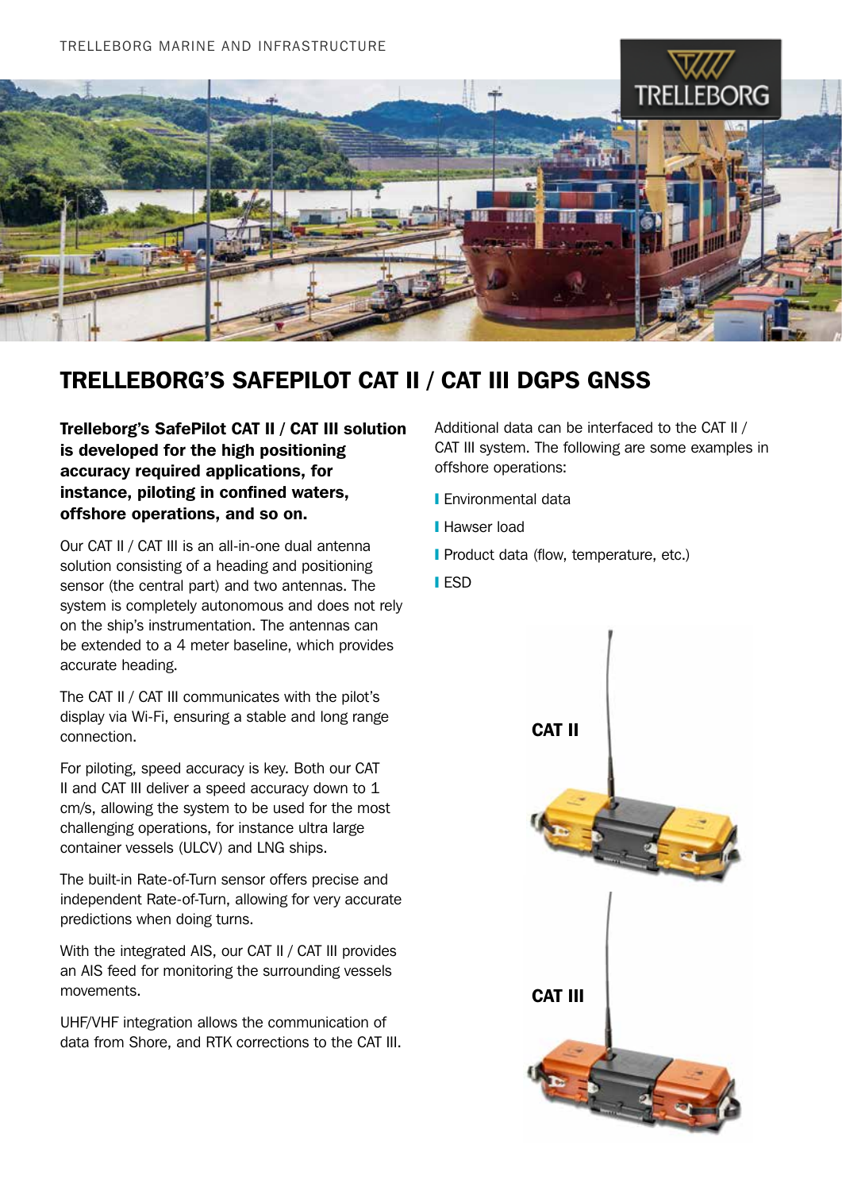# TRELLEBORG'S SAFEPILOT CAT II / CAT III DGPS GNSS

**Trelleborg's SafePilot CAT II / CAT III solution is developed for the high positioning accuracy required applications, for instance, piloting in confined waters, offshore operations, and so on.**

Our CAT II / CAT III is an all-in-one dual antenna solution consisting of a heading and positioning sensor (the central part) and two antennas. The system is completely autonomous and does not rely on the ship's instrumentation. The antennas can be extended to a 4 meter baseline, which provides accurate heading.

The CAT II / CAT III communicates with the pilot's display via Wi-Fi, ensuring a stable and long range connection.

For piloting, speed accuracy is key. Both our CAT II and CAT III deliver a speed accuracy down to 1 cm/s, allowing the system to be used for the most challenging operations, for instance ultra large container vessels (ULCV) and LNG ships.

The built-in Rate-of-Turn sensor offers precise and independent Rate-of-Turn, allowing for very accurate predictions when doing turns.

With the integrated AIS, our CAT II / CAT III provides an AIS feed for monitoring the surrounding vessels movements.

UHF/VHF integration allows the communication of data from Shore, and RTK corrections to the CAT III.

Additional data can be interfaced to the CAT II / CAT III system. The following are some examples in offshore operations:

- Environmental data
- Hawser load
- Product data (flow, temperature, etc.)
- ESD

CAT II

CAT III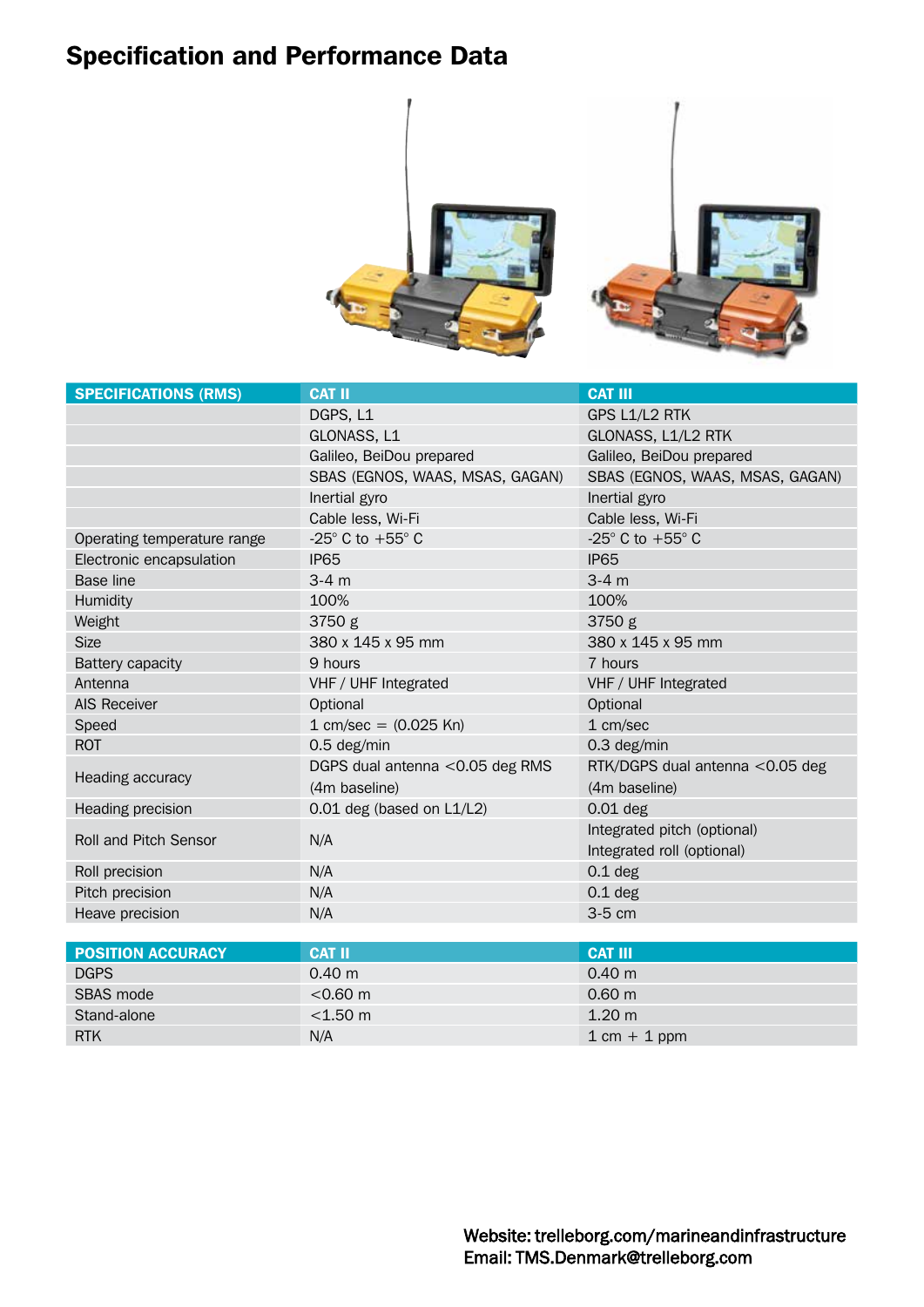# Specification and Performance Data

| SPECIFICATIONS (RMS) | CAT II | CAT III |
|---|---|---|
| | DGPS, L1 | GPS L1/L2 RTK |
| | GLONASS, L1 | GLONASS, L1/L2 RTK |
| | Galileo, BeiDou prepared | Galileo, BeiDou prepared |
| | SBAS (EGNOS, WAAS, MSAS, GAGAN) | SBAS (EGNOS, WAAS, MSAS, GAGAN) |
| | Inertial gyro | Inertial gyro |
| | Cable less, Wi-Fi | Cable less, Wi-Fi |
| Operating temperature range | -25° C to +55° C | -25° C to +55° C |
| Electronic encapsulation | IP65 | IP65 |
| Base line | 3-4 m | 3-4 m |
| Humidity | 100% | 100% |
| Weight | 3750 g | 3750 g |
| Size | 380 x 145 x 95 mm | 380 x 145 x 95 mm |
| Battery capacity | 9 hours | 7 hours |
| Antenna | VHF / UHF Integrated | VHF / UHF Integrated |
| AIS Receiver | Optional | Optional |
| Speed | 1 cm/sec = (0.025 Kn) | 1 cm/sec |
| ROT | 0.5 deg/min | 0.3 deg/min |
| Heading accuracy | DGPS dual antenna <0.05 deg RMS (4m baseline) | RTK/DGPS dual antenna <0.05 deg (4m baseline) |
| Heading precision | 0.01 deg (based on L1/L2) | 0.01 deg |
| Roll and Pitch Sensor | N/A | Integrated pitch (optional) Integrated roll (optional) |
| Roll precision | N/A | 0.1 deg |
| Pitch precision | N/A | 0.1 deg |
| Heave precision | N/A | 3-5 cm |

| POSITION ACCURACY | CAT II | CAT III |
|---|---|---|
| DGPS | 0.40 m | 0.40 m |
| SBAS mode | <0.60 m | 0.60 m |
| Stand-alone | <1.50 m | 1.20 m |
| RTK | N/A | 1 cm + 1 ppm |

**Website: trelleborg.com/marineandinfrastructure**
**Email: TMS.Denmark@trelleborg.com**